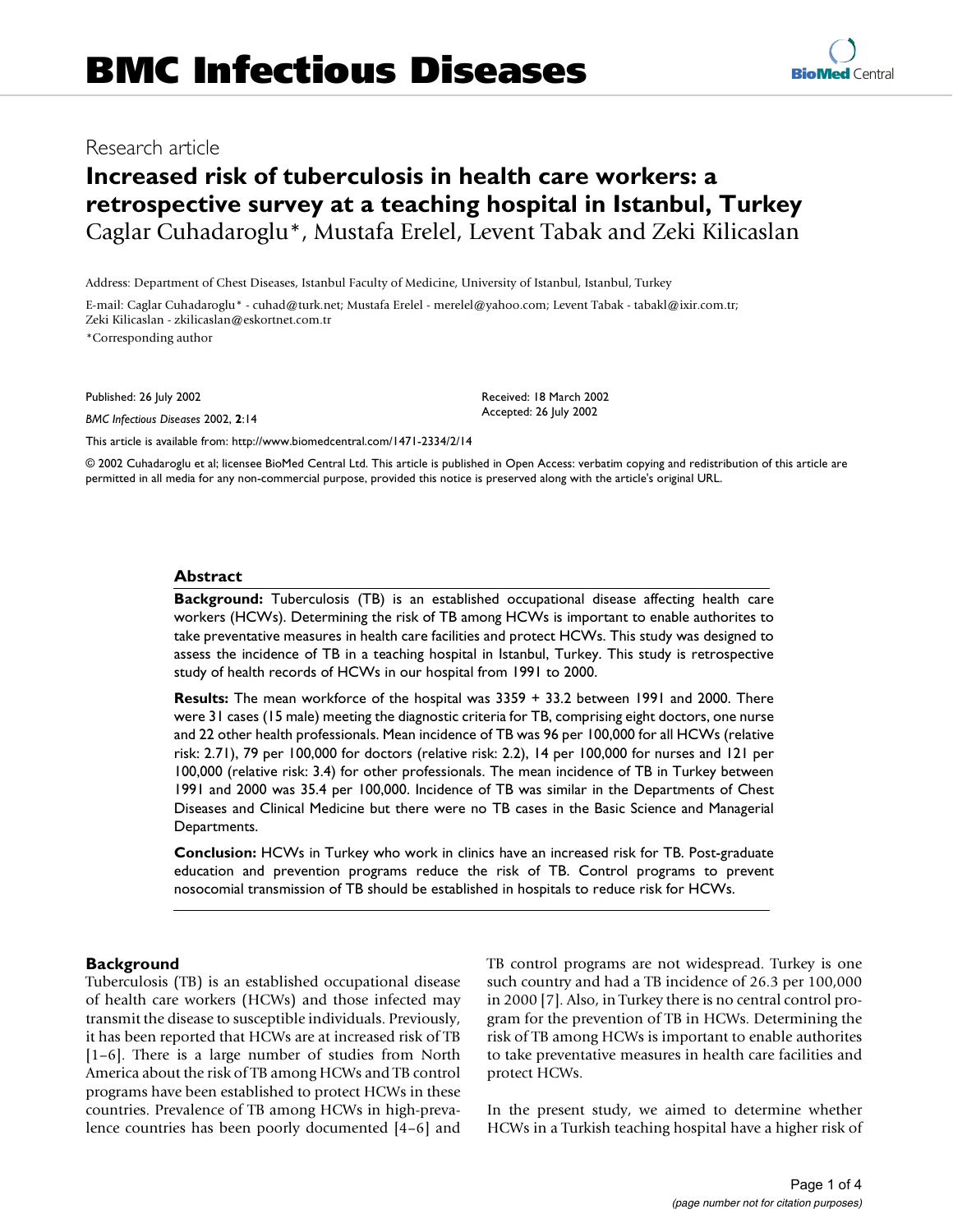# BMC Infectious Diseases

Research article

## Increased risk of tuberculosis in health care workers: a retrospective survey at a teaching hospital in Istanbul, Turkey

Caglar Cuhadaroglu*, Mustafa Erelel, Levent Tabak and Zeki Kilicaslan

Address: Department of Chest Diseases, Istanbul Faculty of Medicine, University of Istanbul, Istanbul, Turkey

E-mail: Caglar Cuhadaroglu* - cuhad@turk.net; Mustafa Erelel - merelel@yahoo.com; Levent Tabak - tabakl@ixir.com.tr; Zeki Kilicaslan - zkilicaslan@eskortnet.com.tr

*Corresponding author

Published: 26 July 2002

*BMC Infectious Diseases* 2002, **2**:14

Received: 18 March 2002

Accepted: 26 July 2002

This article is available from: http://www.biomedcentral.com/1471-2334/2/14

© 2002 Cuhadaroglu et al; licensee BioMed Central Ltd. This article is published in Open Access: verbatim copying and redistribution of this article are permitted in all media for any non-commercial purpose, provided this notice is preserved along with the article's original URL.

### Abstract

**Background:** Tuberculosis (TB) is an established occupational disease affecting health care workers (HCWs). Determining the risk of TB among HCWs is important to enable authorites to take preventative measures in health care facilities and protect HCWs. This study was designed to assess the incidence of TB in a teaching hospital in Istanbul, Turkey. This study is retrospective study of health records of HCWs in our hospital from 1991 to 2000.

**Results:** The mean workforce of the hospital was 3359 + 33.2 between 1991 and 2000. There were 31 cases (15 male) meeting the diagnostic criteria for TB, comprising eight doctors, one nurse and 22 other health professionals. Mean incidence of TB was 96 per 100,000 for all HCWs (relative risk: 2.71), 79 per 100,000 for doctors (relative risk: 2.2), 14 per 100,000 for nurses and 121 per 100,000 (relative risk: 3.4) for other professionals. The mean incidence of TB in Turkey between 1991 and 2000 was 35.4 per 100,000. Incidence of TB was similar in the Departments of Chest Diseases and Clinical Medicine but there were no TB cases in the Basic Science and Managerial Departments.

**Conclusion:** HCWs in Turkey who work in clinics have an increased risk for TB. Post-graduate education and prevention programs reduce the risk of TB. Control programs to prevent nosocomial transmission of TB should be established in hospitals to reduce risk for HCWs.

### Background

Tuberculosis (TB) is an established occupational disease of health care workers (HCWs) and those infected may transmit the disease to susceptible individuals. Previously, it has been reported that HCWs are at increased risk of TB [1–6]. There is a large number of studies from North America about the risk of TB among HCWs and TB control programs have been established to protect HCWs in these countries. Prevalence of TB among HCWs in high-prevalence countries has been poorly documented [4–6] and TB control programs are not widespread. Turkey is one such country and had a TB incidence of 26.3 per 100,000 in 2000 [7]. Also, in Turkey there is no central control program for the prevention of TB in HCWs. Determining the risk of TB among HCWs is important to enable authorites to take preventative measures in health care facilities and protect HCWs.

In the present study, we aimed to determine whether HCWs in a Turkish teaching hospital have a higher risk of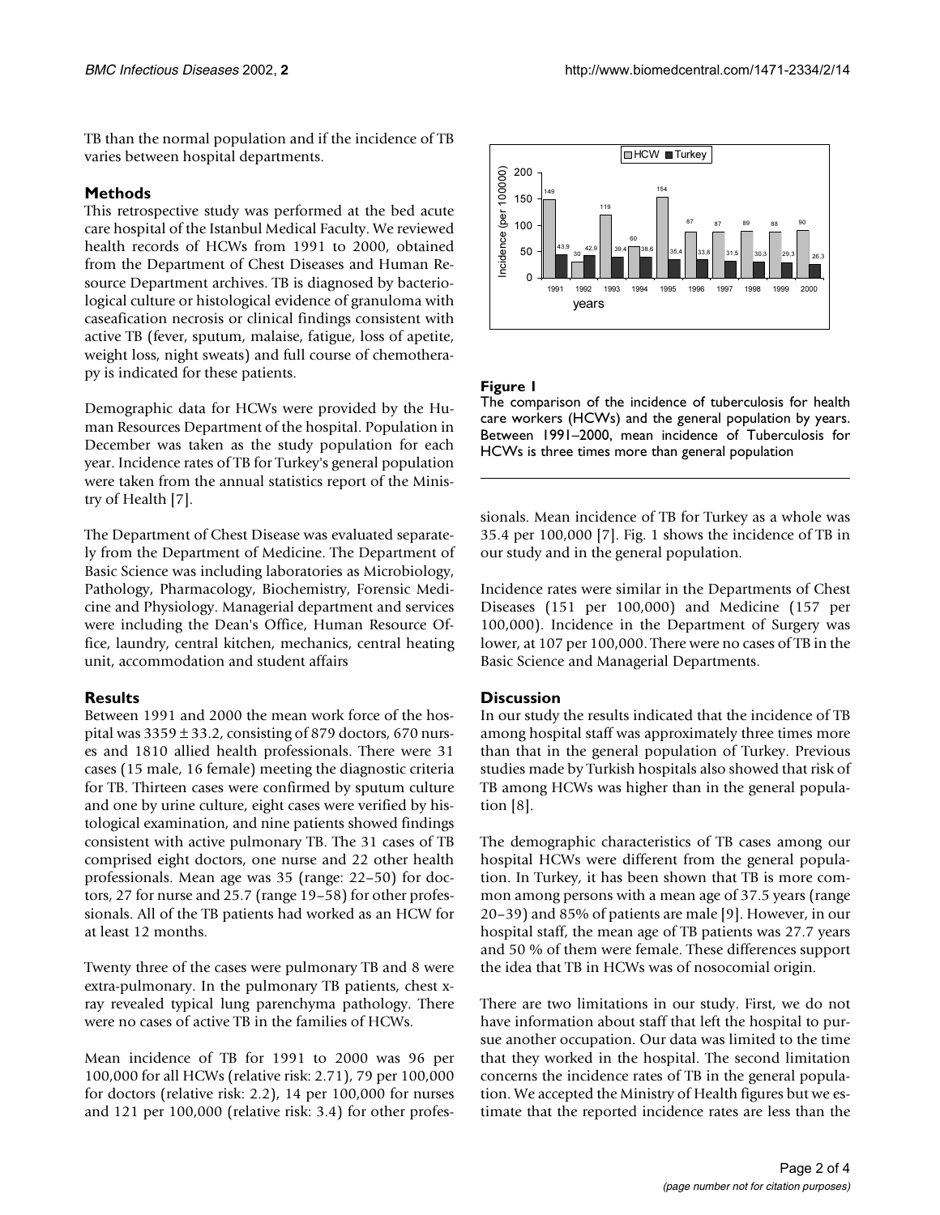TB than the normal population and if the incidence of TB varies between hospital departments.

## Methods

This retrospective study was performed at the bed acute care hospital of the Istanbul Medical Faculty. We reviewed health records of HCWs from 1991 to 2000, obtained from the Department of Chest Diseases and Human Resource Department archives. TB is diagnosed by bacteriological culture or histological evidence of granuloma with caseafication necrosis or clinical findings consistent with active TB (fever, sputum, malaise, fatigue, loss of apetite, weight loss, night sweats) and full course of chemotherapy is indicated for these patients.

Demographic data for HCWs were provided by the Human Resources Department of the hospital. Population in December was taken as the study population for each year. Incidence rates of TB for Turkey's general population were taken from the annual statistics report of the Ministry of Health [7].

The Department of Chest Disease was evaluated separately from the Department of Medicine. The Department of Basic Science was including laboratories as Microbiology, Pathology, Pharmacology, Biochemistry, Forensic Medicine and Physiology. Managerial department and services were including the Dean's Office, Human Resource Office, laundry, central kitchen, mechanics, central heating unit, accommodation and student affairs

## Results

Between 1991 and 2000 the mean work force of the hospital was $3359 \pm 33.2$, consisting of 879 doctors, 670 nurses and 1810 allied health professionals. There were 31 cases (15 male, 16 female) meeting the diagnostic criteria for TB. Thirteen cases were confirmed by sputum culture and one by urine culture, eight cases were verified by histological examination, and nine patients showed findings consistent with active pulmonary TB. The 31 cases of TB comprised eight doctors, one nurse and 22 other health professionals. Mean age was 35 (range: 22–50) for doctors, 27 for nurse and 25.7 (range 19–58) for other professionals. All of the TB patients had worked as an HCW for at least 12 months.

Twenty three of the cases were pulmonary TB and 8 were extra-pulmonary. In the pulmonary TB patients, chest x-ray revealed typical lung parenchyma pathology. There were no cases of active TB in the families of HCWs.

Mean incidence of TB for 1991 to 2000 was 96 per 100,000 for all HCWs (relative risk: 2.71), 79 per 100,000 for doctors (relative risk: 2.2), 14 per 100,000 for nurses and 121 per 100,000 (relative risk: 3.4) for other professionals. Mean incidence of TB for Turkey as a whole was 35.4 per 100,000 [7]. Fig. 1 shows the incidence of TB in our study and in the general population.

**Figure 1**
The comparison of the incidence of tuberculosis for health care workers (HCWs) and the general population by years. Between 1991–2000, mean incidence of Tuberculosis for HCWs is three times more than general population

Incidence rates were similar in the Departments of Chest Diseases (151 per 100,000) and Medicine (157 per 100,000). Incidence in the Department of Surgery was lower, at 107 per 100,000. There were no cases of TB in the Basic Science and Managerial Departments.

## Discussion

In our study the results indicated that the incidence of TB among hospital staff was approximately three times more than that in the general population of Turkey. Previous studies made by Turkish hospitals also showed that risk of TB among HCWs was higher than in the general population [8].

The demographic characteristics of TB cases among our hospital HCWs were different from the general population. In Turkey, it has been shown that TB is more common among persons with a mean age of 37.5 years (range 20–39) and 85% of patients are male [9]. However, in our hospital staff, the mean age of TB patients was 27.7 years and 50 % of them were female. These differences support the idea that TB in HCWs was of nosocomial origin.

There are two limitations in our study. First, we do not have information about staff that left the hospital to pursue another occupation. Our data was limited to the time that they worked in the hospital. The second limitation concerns the incidence rates of TB in the general population. We accepted the Ministry of Health figures but we estimate that the reported incidence rates are less than the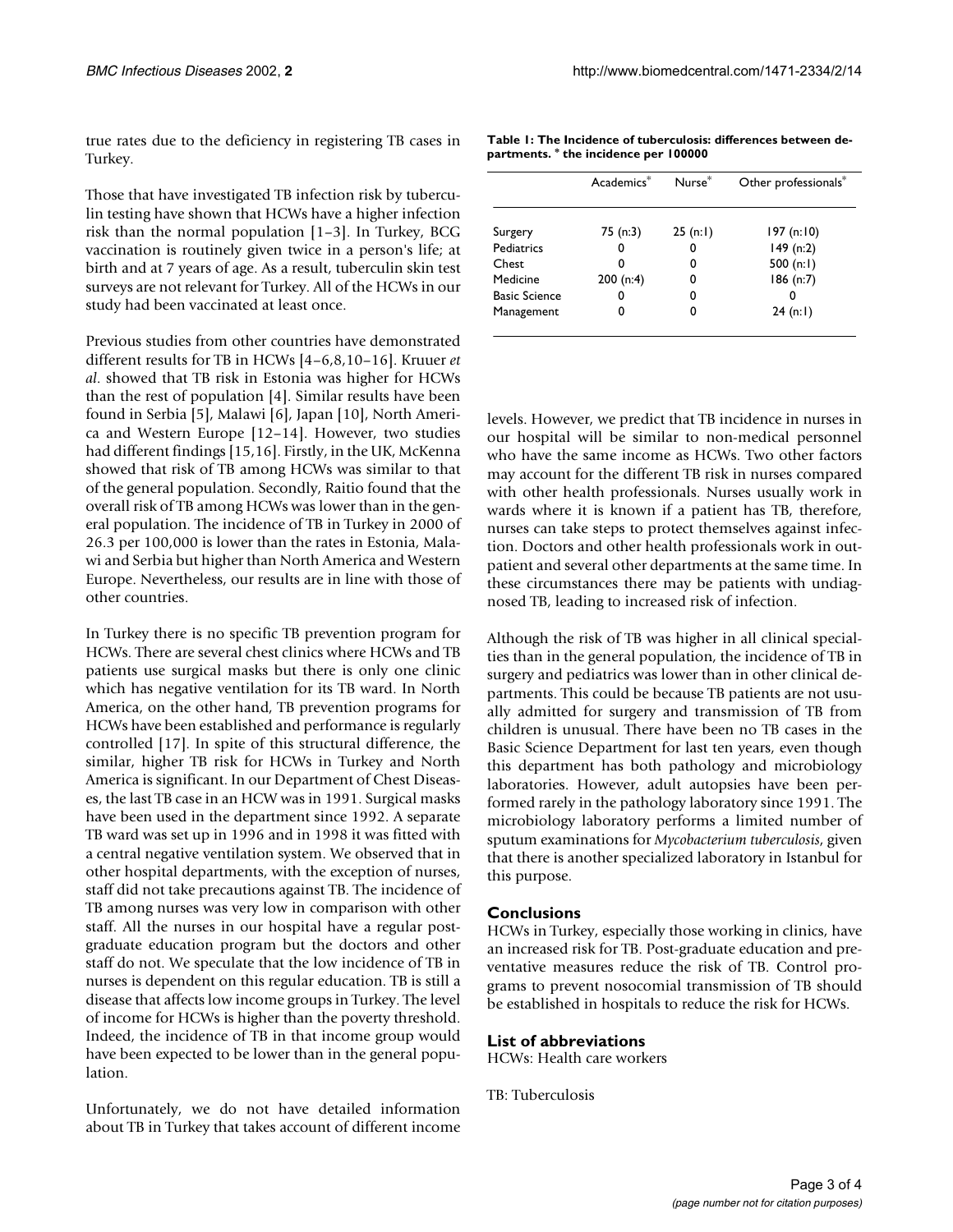true rates due to the deficiency in registering TB cases in Turkey.

Those that have investigated TB infection risk by tuberculin testing have shown that HCWs have a higher infection risk than the normal population [1–3]. In Turkey, BCG vaccination is routinely given twice in a person's life; at birth and at 7 years of age. As a result, tuberculin skin test surveys are not relevant for Turkey. All of the HCWs in our study had been vaccinated at least once.

Previous studies from other countries have demonstrated different results for TB in HCWs [4–6,8,10–16]. Kruuer *et al*. showed that TB risk in Estonia was higher for HCWs than the rest of population [4]. Similar results have been found in Serbia [5], Malawi [6], Japan [10], North America and Western Europe [12–14]. However, two studies had different findings [15,16]. Firstly, in the UK, McKenna showed that risk of TB among HCWs was similar to that of the general population. Secondly, Raitio found that the overall risk of TB among HCWs was lower than in the general population. The incidence of TB in Turkey in 2000 of 26.3 per 100,000 is lower than the rates in Estonia, Malawi and Serbia but higher than North America and Western Europe. Nevertheless, our results are in line with those of other countries.

In Turkey there is no specific TB prevention program for HCWs. There are several chest clinics where HCWs and TB patients use surgical masks but there is only one clinic which has negative ventilation for its TB ward. In North America, on the other hand, TB prevention programs for HCWs have been established and performance is regularly controlled [17]. In spite of this structural difference, the similar, higher TB risk for HCWs in Turkey and North America is significant. In our Department of Chest Diseases, the last TB case in an HCW was in 1991. Surgical masks have been used in the department since 1992. A separate TB ward was set up in 1996 and in 1998 it was fitted with a central negative ventilation system. We observed that in other hospital departments, with the exception of nurses, staff did not take precautions against TB. The incidence of TB among nurses was very low in comparison with other staff. All the nurses in our hospital have a regular postgraduate education program but the doctors and other staff do not. We speculate that the low incidence of TB in nurses is dependent on this regular education. TB is still a disease that affects low income groups in Turkey. The level of income for HCWs is higher than the poverty threshold. Indeed, the incidence of TB in that income group would have been expected to be lower than in the general population.

Unfortunately, we do not have detailed information about TB in Turkey that takes account of different income levels. However, we predict that TB incidence in nurses in our hospital will be similar to non-medical personnel who have the same income as HCWs. Two other factors may account for the different TB risk in nurses compared with other health professionals. Nurses usually work in wards where it is known if a patient has TB, therefore, nurses can take steps to protect themselves against infection. Doctors and other health professionals work in outpatient and several other departments at the same time. In these circumstances there may be patients with undiagnosed TB, leading to increased risk of infection.

**Table 1: The Incidence of tuberculosis: differences between departments. * the incidence per 100000**

| | Academics* | Nurse* | Other professionals* |
|---|---|---|---|
| Surgery | 75 (n:3) | 25 (n:1) | 197 (n:10) |
| Pediatrics | 0 | 0 | 149 (n:2) |
| Chest | 0 | 0 | 500 (n:1) |
| Medicine | 200 (n:4) | 0 | 186 (n:7) |
| Basic Science | 0 | 0 | 0 |
| Management | 0 | 0 | 24 (n:1) |

Although the risk of TB was higher in all clinical specialties than in the general population, the incidence of TB in surgery and pediatrics was lower than in other clinical departments. This could be because TB patients are not usually admitted for surgery and transmission of TB from children is unusual. There have been no TB cases in the Basic Science Department for last ten years, even though this department has both pathology and microbiology laboratories. However, adult autopsies have been performed rarely in the pathology laboratory since 1991. The microbiology laboratory performs a limited number of sputum examinations for *Mycobacterium tuberculosis*, given that there is another specialized laboratory in Istanbul for this purpose.

## Conclusions

HCWs in Turkey, especially those working in clinics, have an increased risk for TB. Post-graduate education and preventative measures reduce the risk of TB. Control programs to prevent nosocomial transmission of TB should be established in hospitals to reduce the risk for HCWs.

## List of abbreviations

HCWs: Health care workers

TB: Tuberculosis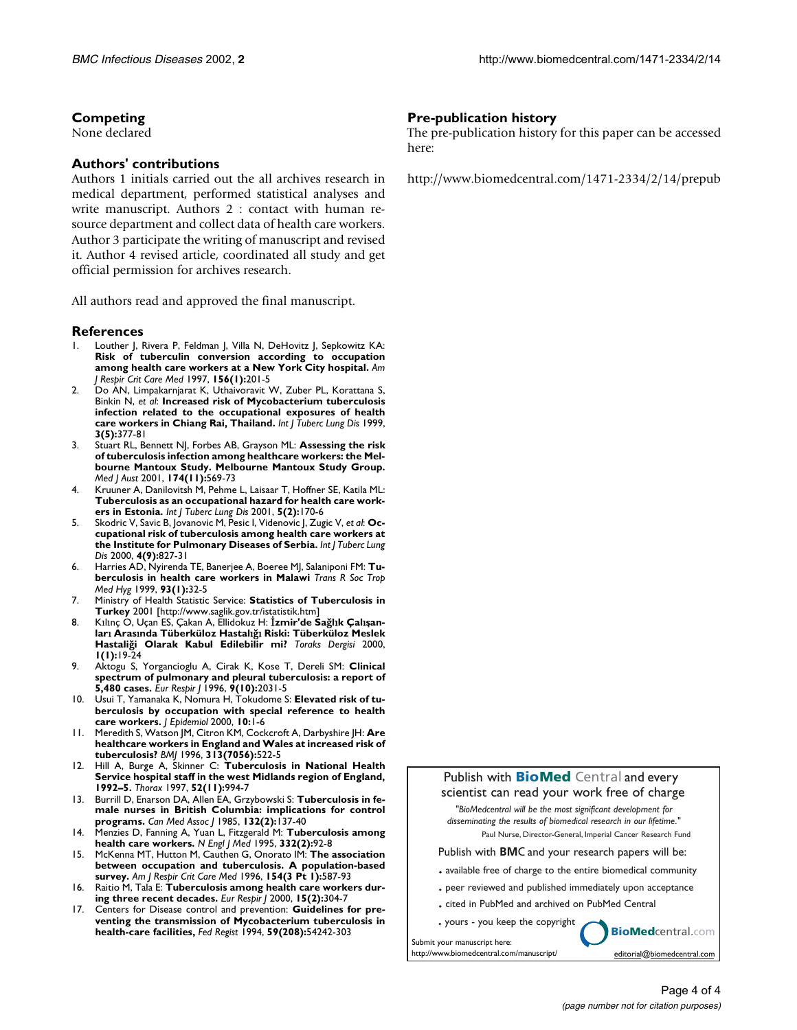## Competing

None declared

## Authors' contributions

Authors 1 initials carried out the all archives research in medical department, performed statistical analyses and write manuscript. Authors 2 : contact with human resource department and collect data of health care workers. Author 3 participate the writing of manuscript and revised it. Author 4 revised article, coordinated all study and get official permission for archives research.

All authors read and approved the final manuscript.

## References

1. Louther J, Rivera P, Feldman J, Villa N, DeHovitz J, Sepkowitz KA: **Risk of tuberculin conversion according to occupation among health care workers at a New York City hospital.** *Am J Respir Crit Care Med* 1997, **156(1):**201-5
2. Do AN, Limpakarnjarat K, Uthaivoravit W, Zuber PL, Korattana S, Binkin N, *et al*: **Increased risk of Mycobacterium tuberculosis infection related to the occupational exposures of health care workers in Chiang Rai, Thailand.** *Int J Tuberc Lung Dis* 1999, **3(5):**377-81
3. Stuart RL, Bennett NJ, Forbes AB, Grayson ML: **Assessing the risk of tuberculosis infection among healthcare workers: the Melbourne Mantoux Study. Melbourne Mantoux Study Group.** *Med J Aust* 2001, **174(11):**569-73
4. Kruuner A, Danilovitsh M, Pehme L, Laisaar T, Hoffner SE, Katila ML: **Tuberculosis as an occupational hazard for health care workers in Estonia.** *Int J Tuberc Lung Dis* 2001, **5(2):**170-6
5. Skodric V, Savic B, Jovanovic M, Pesic I, Videnovic J, Zugic V, *et al*: **Occupational risk of tuberculosis among health care workers at the Institute for Pulmonary Diseases of Serbia.** *Int J Tuberc Lung Dis* 2000, **4(9):**827-31
6. Harries AD, Nyirenda TE, Banerjee A, Boeree MJ, Salaniponi FM: **Tuberculosis in health care workers in Malawi** *Trans R Soc Trop Med Hyg* 1999, **93(1):**32-5
7. Ministry of Health Statistic Service: **Statistics of Tuberculosis in Turkey** 2001 [http://www.saglik.gov.tr/istatistik.htm]
8. Kılınç O, Uçan ES, Çakan A, Ellidokuz H: **İzmir'de Sağlık Çalışanları Arasında Tüberküloz Hastalığı Riski: Tüberküloz Meslek Hastaliği Olarak Kabul Edilebilir mi?** *Toraks Dergisi* 2000, **1(1):**19-24
9. Aktogu S, Yorgancioglu A, Cirak K, Kose T, Dereli SM: **Clinical spectrum of pulmonary and pleural tuberculosis: a report of 5,480 cases.** *Eur Respir J* 1996, **9(10):**2031-5
10. Usui T, Yamanaka K, Nomura H, Tokudome S: **Elevated risk of tuberculosis by occupation with special reference to health care workers.** *J Epidemiol* 2000, **10:**1-6
11. Meredith S, Watson JM, Citron KM, Cockcroft A, Darbyshire JH: **Are healthcare workers in England and Wales at increased risk of tuberculosis?** *BMJ* 1996, **313(7056):**522-5
12. Hill A, Burge A, Skinner C: **Tuberculosis in National Health Service hospital staff in the west Midlands region of England, 1992–5.** *Thorax* 1997, **52(11):**994-7
13. Burrill D, Enarson DA, Allen EA, Grzybowski S: **Tuberculosis in female nurses in British Columbia: implications for control programs.** *Can Med Assoc J* 1985, **132(2):**137-40
14. Menzies D, Fanning A, Yuan L, Fitzgerald M: **Tuberculosis among health care workers.** *N Engl J Med* 1995, **332(2):**92-8
15. McKenna MT, Hutton M, Cauthen G, Onorato IM: **The association between occupation and tuberculosis. A population-based survey.** *Am J Respir Crit Care Med* 1996, **154(3 Pt 1):**587-93
16. Raitio M, Tala E: **Tuberculosis among health care workers during three recent decades.** *Eur Respir J* 2000, **15(2):**304-7
17. Centers for Disease control and prevention: **Guidelines for preventing the transmission of Mycobacterium tuberculosis in health-care facilities,** *Fed Regist* 1994, **59(208):**54242-303

## Pre-publication history

The pre-publication history for this paper can be accessed here:

http://www.biomedcentral.com/1471-2334/2/14/prepub

Publish with **BioMed Central** and every scientist can read your work free of charge

*"BioMedcentral will be the most significant development for disseminating the results of biomedical research in our lifetime."*

Paul Nurse, Director-General, Imperial Cancer Research Fund

Publish with **BMC** and your research papers will be:

- available free of charge to the entire biomedical community
- peer reviewed and published immediately upon acceptance
- cited in PubMed and archived on PubMed Central
- yours - you keep the copyright

**BioMed**central.com

Submit your manuscript here:
http://www.biomedcentral.com/manuscript/

editorial@biomedcentral.com